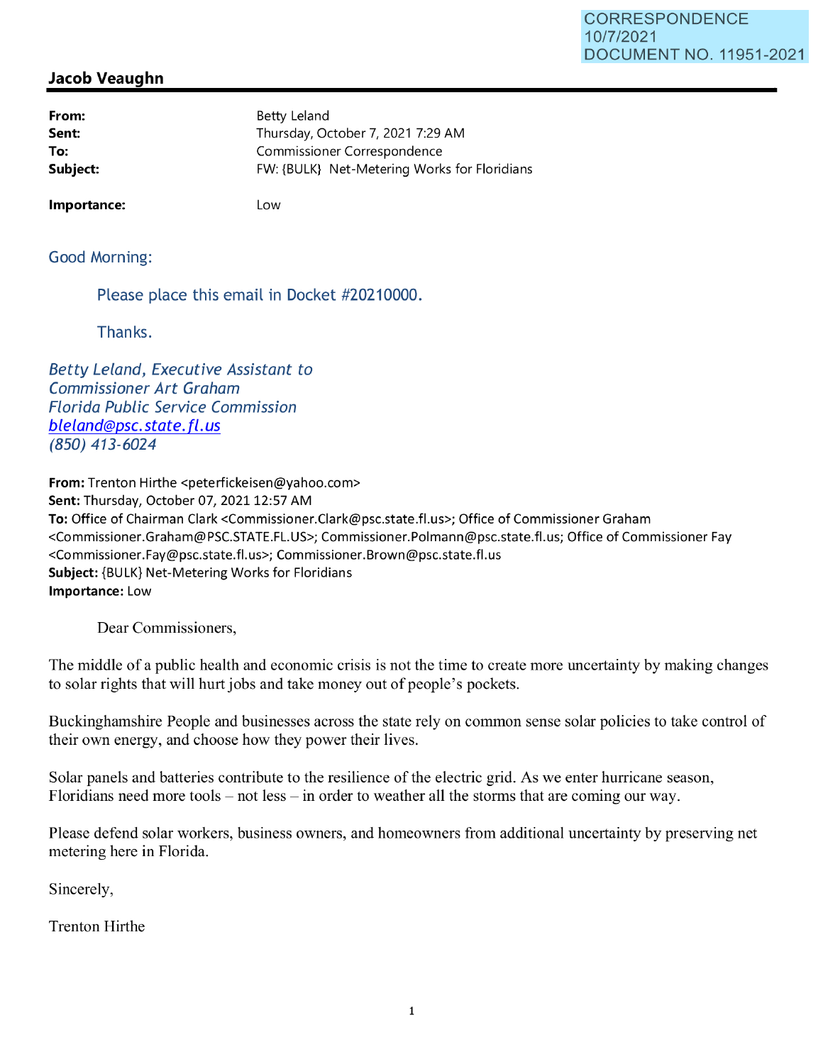CORRESPONDENCE
10/7/2021
DOCUMENT NO. 11951-2021

## Jacob Veaughn

**From:** Betty Leland
**Sent:** Thursday, October 7, 2021 7:29 AM
**To:** Commissioner Correspondence
**Subject:** FW: {BULK} Net-Metering Works for Floridians

**Importance:** Low

Good Morning:

Please place this email in Docket #20210000.

Thanks.

*Betty Leland, Executive Assistant to*
*Commissioner Art Graham*
*Florida Public Service Commission*
*bleland@psc.state.fl.us*
*(850) 413-6024*

**From:** Trenton Hirthe <peterfickeisen@yahoo.com>
**Sent:** Thursday, October 07, 2021 12:57 AM
**To:** Office of Chairman Clark <Commissioner.Clark@psc.state.fl.us>; Office of Commissioner Graham <Commissioner.Graham@PSC.STATE.FL.US>; Commissioner.Polmann@psc.state.fl.us; Office of Commissioner Fay <Commissioner.Fay@psc.state.fl.us>; Commissioner.Brown@psc.state.fl.us
**Subject:** {BULK} Net-Metering Works for Floridians
**Importance:** Low

Dear Commissioners,

The middle of a public health and economic crisis is not the time to create more uncertainty by making changes to solar rights that will hurt jobs and take money out of people's pockets.

Buckinghamshire People and businesses across the state rely on common sense solar policies to take control of their own energy, and choose how they power their lives.

Solar panels and batteries contribute to the resilience of the electric grid. As we enter hurricane season, Floridians need more tools – not less – in order to weather all the storms that are coming our way.

Please defend solar workers, business owners, and homeowners from additional uncertainty by preserving net metering here in Florida.

Sincerely,

Trenton Hirthe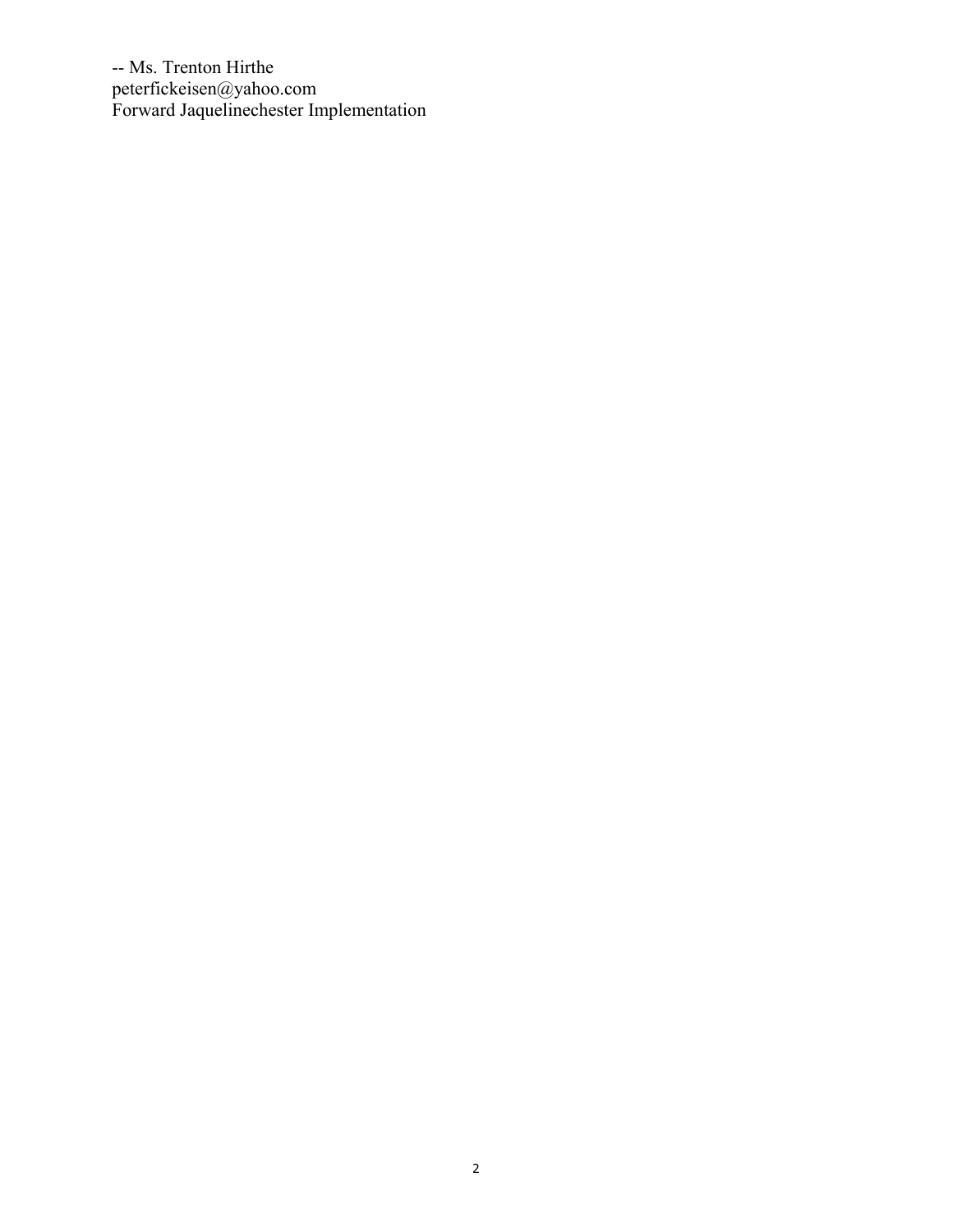-- Ms. Trenton Hirthe
peterfickeisen@yahoo.com
Forward Jaquelinechester Implementation